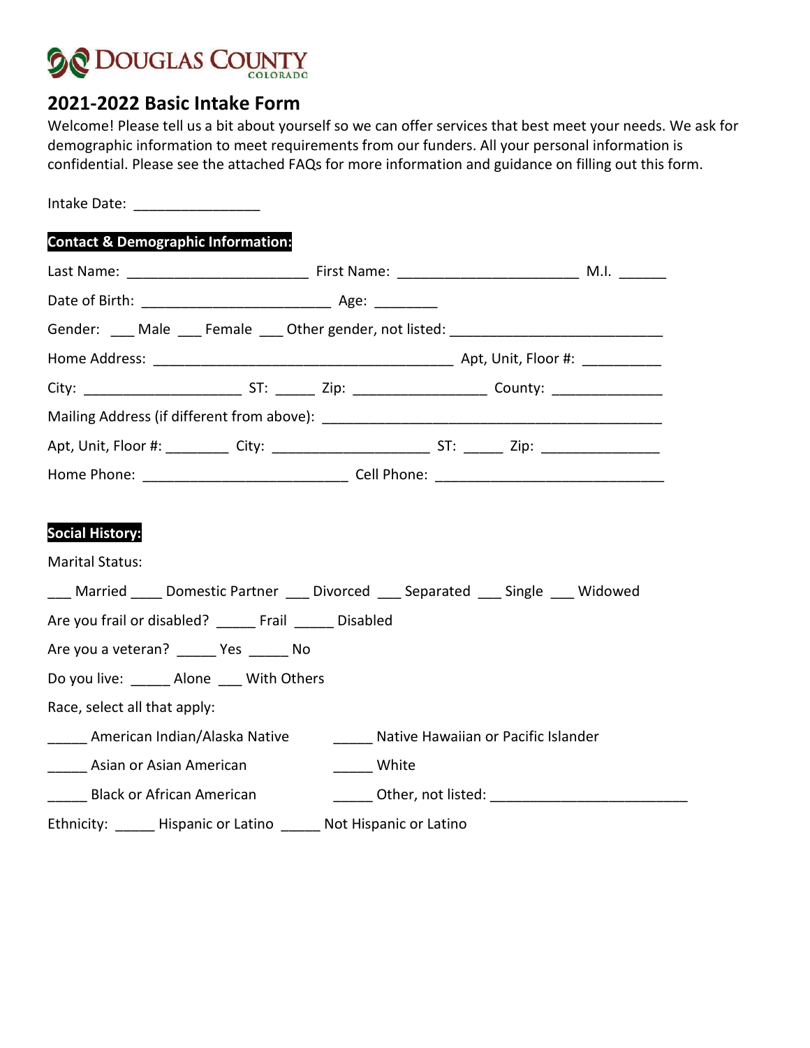Douglas County Colorado

## 2021-2022 Basic Intake Form

Welcome! Please tell us a bit about yourself so we can offer services that best meet your needs. We ask for demographic information to meet requirements from our funders. All your personal information is confidential. Please see the attached FAQs for more information and guidance on filling out this form.

Intake Date: ________________

**Contact & Demographic Information:**

Last Name: _______________________ First Name: _______________________ M.I. ______

Date of Birth: ________________________ Age: ________

Gender: ___ Male ___ Female ___ Other gender, not listed: ___________________________

Home Address: ______________________________________ Apt, Unit, Floor #: __________

City: ___________________ ST: _____ Zip: _________________ County: ______________

Mailing Address (if different from above): ____________________________________________

Apt, Unit, Floor #: ________ City: ____________________ ST: _____ Zip: _______________

Home Phone: __________________________ Cell Phone: _____________________________

**Social History:**

Marital Status:

___ Married ____ Domestic Partner ___ Divorced ___ Separated ___ Single ___ Widowed

Are you frail or disabled? _____ Frail _____ Disabled

Are you a veteran? _____ Yes _____ No

Do you live: _____ Alone ___ With Others

Race, select all that apply:

_____ American Indian/Alaska Native

_____ Native Hawaiian or Pacific Islander

_____ Asian or Asian American

_____ White

_____ Black or African American

_____ Other, not listed: _________________________

Ethnicity: _____ Hispanic or Latino _____ Not Hispanic or Latino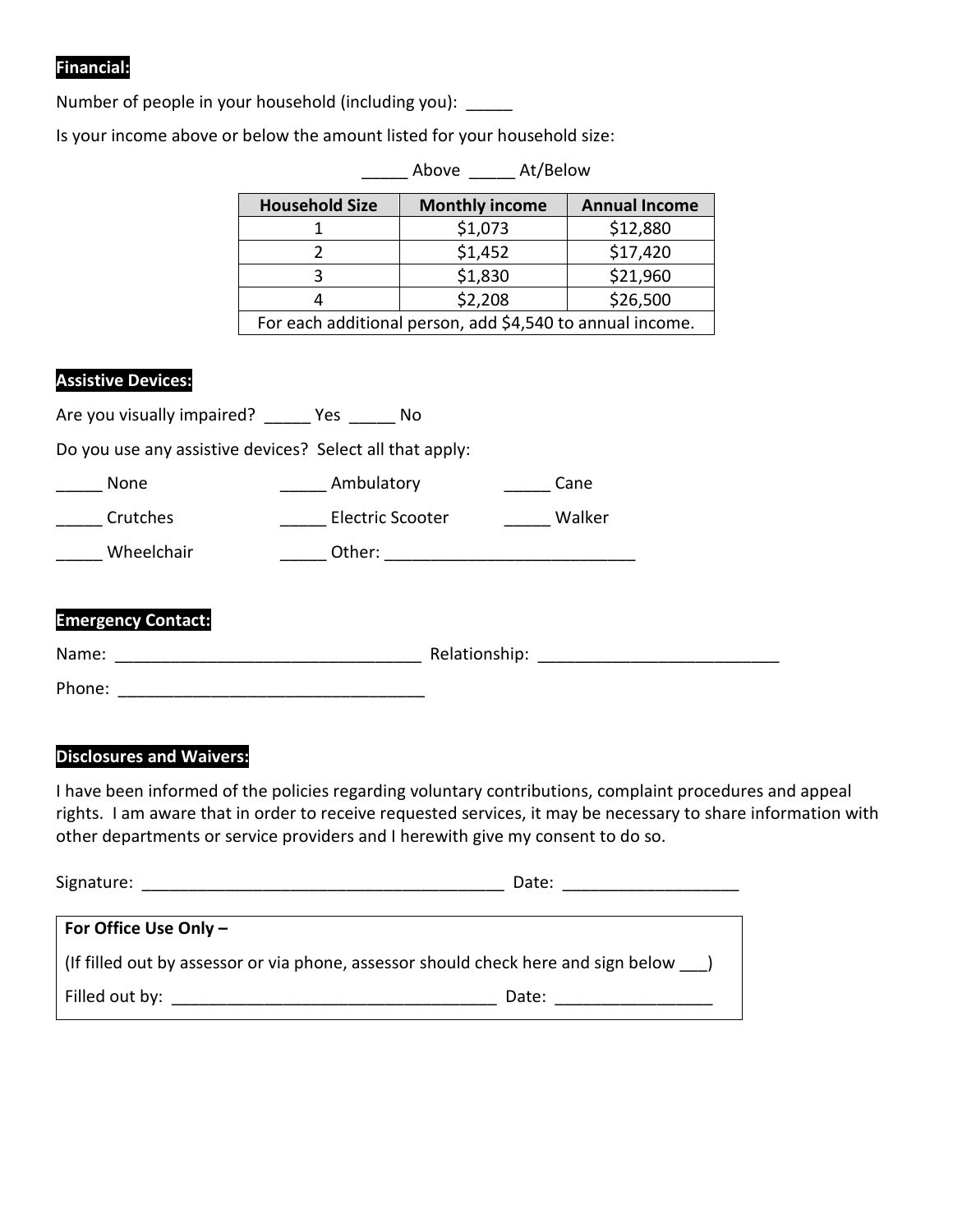**Financial:**

Number of people in your household (including you): _____

Is your income above or below the amount listed for your household size:

_____ Above _____ At/Below

| Household Size | Monthly income | Annual Income |
|---|---|---|
| 1 | $1,073 | $12,880 |
| 2 | $1,452 | $17,420 |
| 3 | $1,830 | $21,960 |
| 4 | $2,208 | $26,500 |
| For each additional person, add $4,540 to annual income. | | |

**Assistive Devices:**

Are you visually impaired? _____ Yes _____ No

Do you use any assistive devices? Select all that apply:

_____ None _____ Ambulatory _____ Cane

_____ Crutches _____ Electric Scooter _____ Walker

_____ Wheelchair _____ Other: ___________________________

**Emergency Contact:**

Name: _________________________________ Relationship: __________________________

Phone: _________________________________

**Disclosures and Waivers:**

I have been informed of the policies regarding voluntary contributions, complaint procedures and appeal rights. I am aware that in order to receive requested services, it may be necessary to share information with other departments or service providers and I herewith give my consent to do so.

Signature: _______________________________________ Date: __________________

**For Office Use Only –**

(If filled out by assessor or via phone, assessor should check here and sign below ___)

Filled out by: ___________________________________ Date: ________________